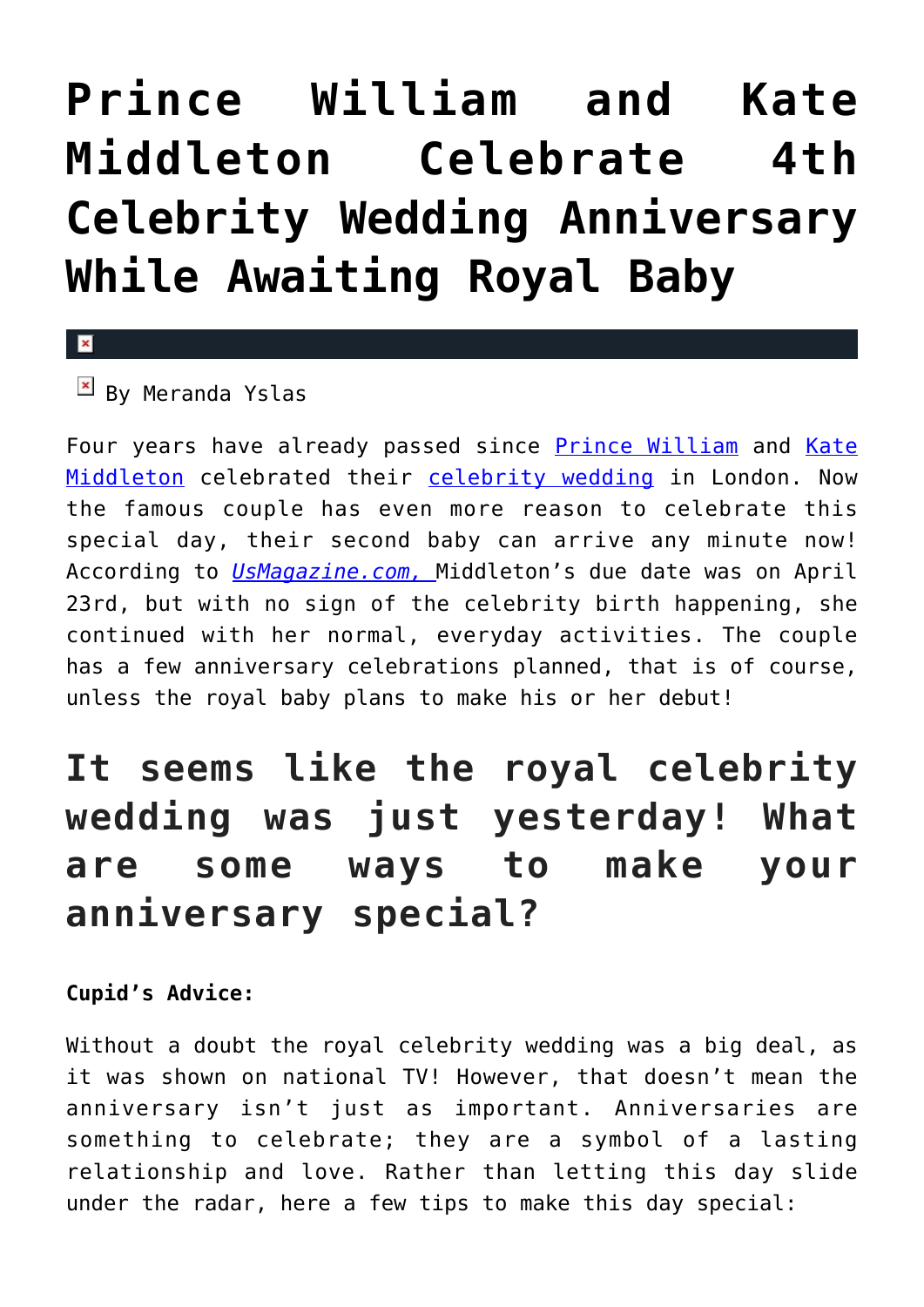# Prince William and Kate Middleton Celebrate 4th Celebrity Wedding Anniversary While Awaiting Royal Baby

By Meranda Yslas

Four years have already passed since Prince William and Kate Middleton celebrated their celebrity wedding in London. Now the famous couple has even more reason to celebrate this special day, their second baby can arrive any minute now! According to *UsMagazine.com,* Middleton's due date was on April 23rd, but with no sign of the celebrity birth happening, she continued with her normal, everyday activities. The couple has a few anniversary celebrations planned, that is of course, unless the royal baby plans to make his or her debut!

## It seems like the royal celebrity wedding was just yesterday! What are some ways to make your anniversary special?

**Cupid's Advice:**

Without a doubt the royal celebrity wedding was a big deal, as it was shown on national TV! However, that doesn't mean the anniversary isn't just as important. Anniversaries are something to celebrate; they are a symbol of a lasting relationship and love. Rather than letting this day slide under the radar, here a few tips to make this day special: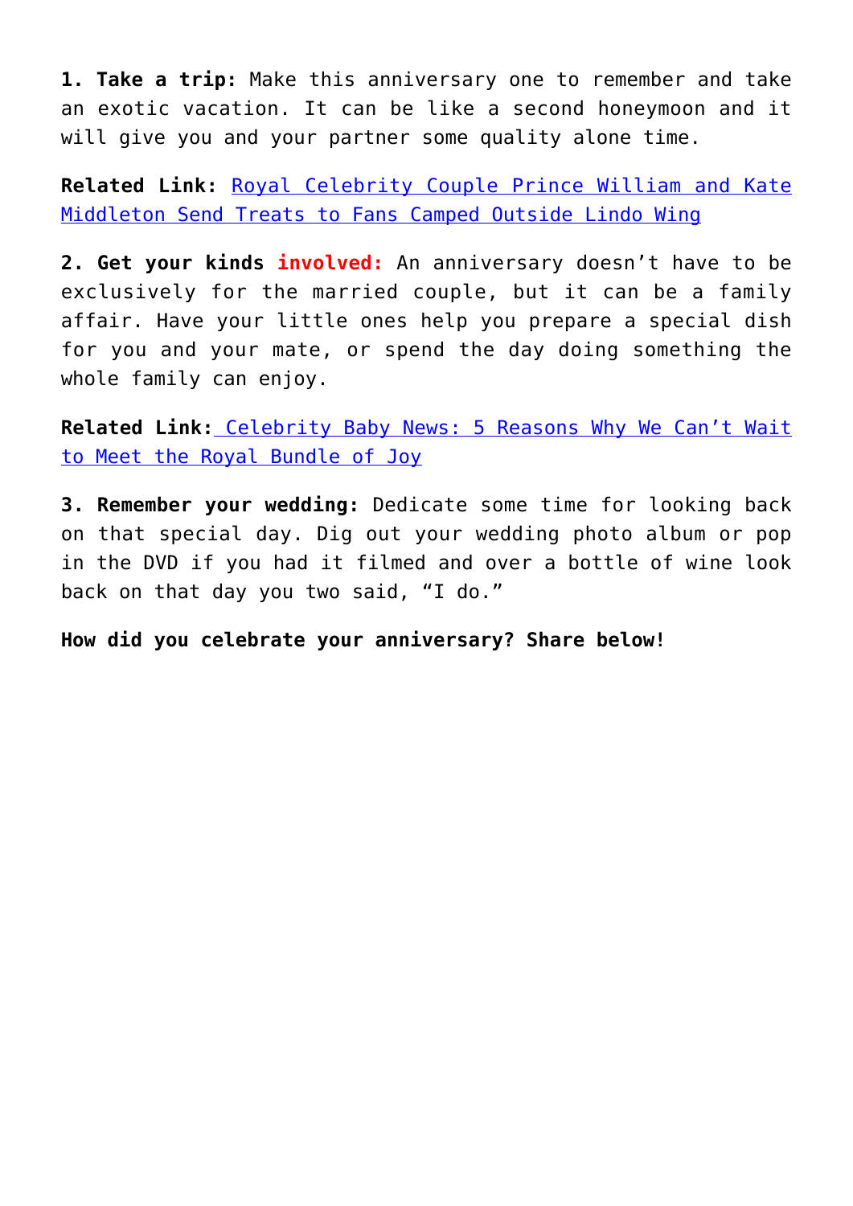**1. Take a trip:** Make this anniversary one to remember and take an exotic vacation. It can be like a second honeymoon and it will give you and your partner some quality alone time.

**Related Link:** [Royal Celebrity Couple Prince William and Kate Middleton Send Treats to Fans Camped Outside Lindo Wing]()

**2. Get your kinds involved:** An anniversary doesn't have to be exclusively for the married couple, but it can be a family affair. Have your little ones help you prepare a special dish for you and your mate, or spend the day doing something the whole family can enjoy.

**Related Link:** [Celebrity Baby News: 5 Reasons Why We Can't Wait to Meet the Royal Bundle of Joy]()

**3. Remember your wedding:** Dedicate some time for looking back on that special day. Dig out your wedding photo album or pop in the DVD if you had it filmed and over a bottle of wine look back on that day you two said, "I do."

**How did you celebrate your anniversary? Share below!**